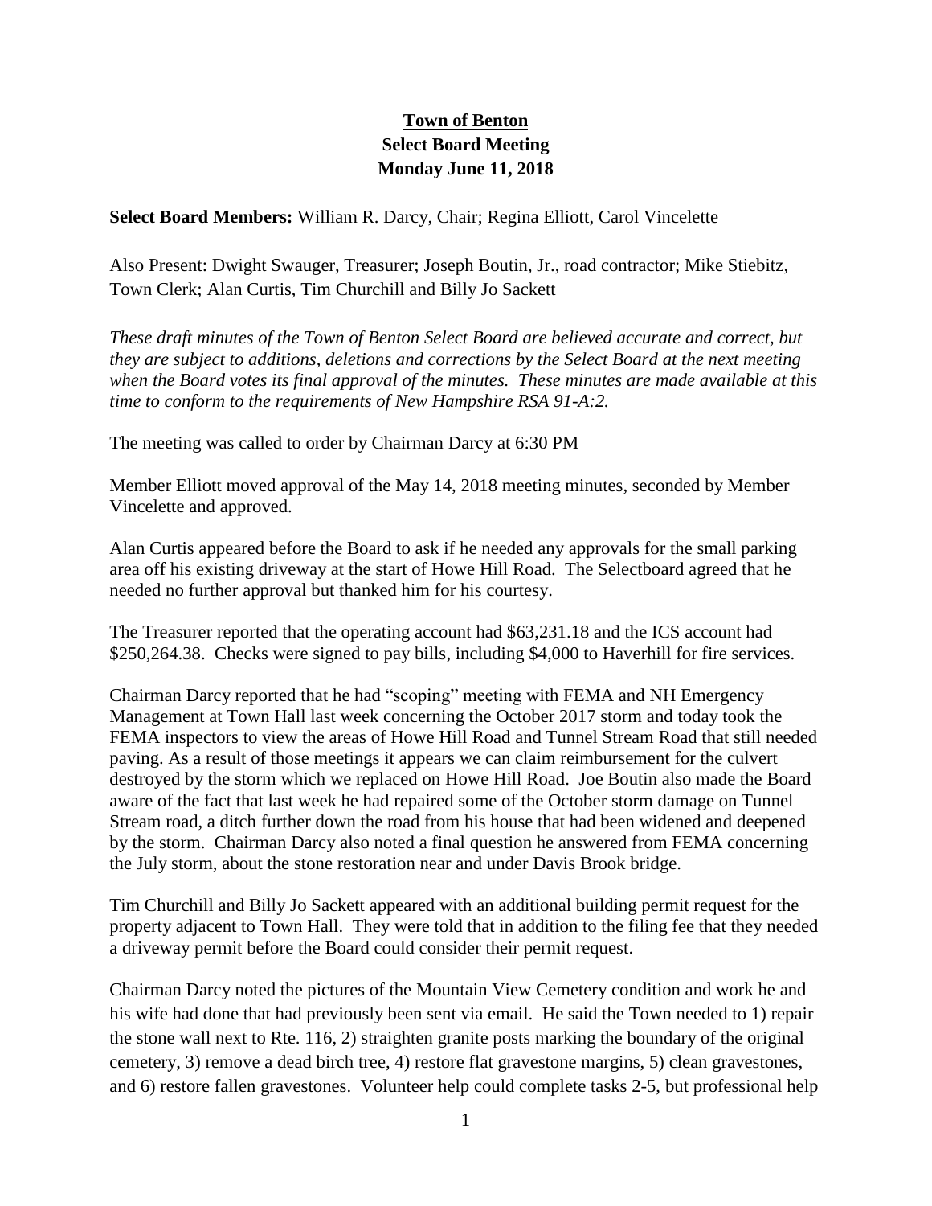# Town of Benton
## Select Board Meeting
## Monday June 11, 2018

**Select Board Members:** William R. Darcy, Chair; Regina Elliott, Carol Vincelette

Also Present: Dwight Swauger, Treasurer; Joseph Boutin, Jr., road contractor; Mike Stiebitz, Town Clerk; Alan Curtis, Tim Churchill and Billy Jo Sackett

*These draft minutes of the Town of Benton Select Board are believed accurate and correct, but they are subject to additions, deletions and corrections by the Select Board at the next meeting when the Board votes its final approval of the minutes. These minutes are made available at this time to conform to the requirements of New Hampshire RSA 91-A:2.*

The meeting was called to order by Chairman Darcy at 6:30 PM

Member Elliott moved approval of the May 14, 2018 meeting minutes, seconded by Member Vincelette and approved.

Alan Curtis appeared before the Board to ask if he needed any approvals for the small parking area off his existing driveway at the start of Howe Hill Road. The Selectboard agreed that he needed no further approval but thanked him for his courtesy.

The Treasurer reported that the operating account had $63,231.18 and the ICS account had $250,264.38. Checks were signed to pay bills, including $4,000 to Haverhill for fire services.

Chairman Darcy reported that he had "scoping" meeting with FEMA and NH Emergency Management at Town Hall last week concerning the October 2017 storm and today took the FEMA inspectors to view the areas of Howe Hill Road and Tunnel Stream Road that still needed paving. As a result of those meetings it appears we can claim reimbursement for the culvert destroyed by the storm which we replaced on Howe Hill Road. Joe Boutin also made the Board aware of the fact that last week he had repaired some of the October storm damage on Tunnel Stream road, a ditch further down the road from his house that had been widened and deepened by the storm. Chairman Darcy also noted a final question he answered from FEMA concerning the July storm, about the stone restoration near and under Davis Brook bridge.

Tim Churchill and Billy Jo Sackett appeared with an additional building permit request for the property adjacent to Town Hall. They were told that in addition to the filing fee that they needed a driveway permit before the Board could consider their permit request.

Chairman Darcy noted the pictures of the Mountain View Cemetery condition and work he and his wife had done that had previously been sent via email. He said the Town needed to 1) repair the stone wall next to Rte. 116, 2) straighten granite posts marking the boundary of the original cemetery, 3) remove a dead birch tree, 4) restore flat gravestone margins, 5) clean gravestones, and 6) restore fallen gravestones. Volunteer help could complete tasks 2-5, but professional help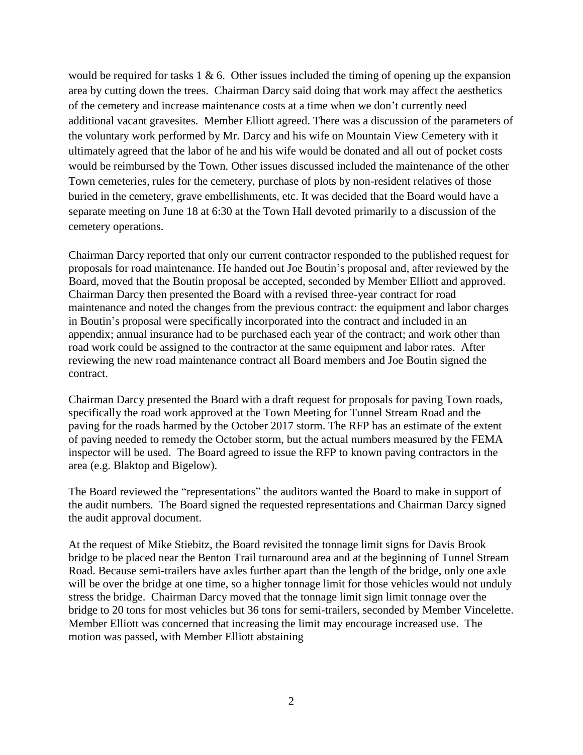would be required for tasks 1 & 6. Other issues included the timing of opening up the expansion area by cutting down the trees. Chairman Darcy said doing that work may affect the aesthetics of the cemetery and increase maintenance costs at a time when we don't currently need additional vacant gravesites. Member Elliott agreed. There was a discussion of the parameters of the voluntary work performed by Mr. Darcy and his wife on Mountain View Cemetery with it ultimately agreed that the labor of he and his wife would be donated and all out of pocket costs would be reimbursed by the Town. Other issues discussed included the maintenance of the other Town cemeteries, rules for the cemetery, purchase of plots by non-resident relatives of those buried in the cemetery, grave embellishments, etc. It was decided that the Board would have a separate meeting on June 18 at 6:30 at the Town Hall devoted primarily to a discussion of the cemetery operations.

Chairman Darcy reported that only our current contractor responded to the published request for proposals for road maintenance. He handed out Joe Boutin's proposal and, after reviewed by the Board, moved that the Boutin proposal be accepted, seconded by Member Elliott and approved. Chairman Darcy then presented the Board with a revised three-year contract for road maintenance and noted the changes from the previous contract: the equipment and labor charges in Boutin's proposal were specifically incorporated into the contract and included in an appendix; annual insurance had to be purchased each year of the contract; and work other than road work could be assigned to the contractor at the same equipment and labor rates. After reviewing the new road maintenance contract all Board members and Joe Boutin signed the contract.

Chairman Darcy presented the Board with a draft request for proposals for paving Town roads, specifically the road work approved at the Town Meeting for Tunnel Stream Road and the paving for the roads harmed by the October 2017 storm. The RFP has an estimate of the extent of paving needed to remedy the October storm, but the actual numbers measured by the FEMA inspector will be used. The Board agreed to issue the RFP to known paving contractors in the area (e.g. Blaktop and Bigelow).

The Board reviewed the "representations" the auditors wanted the Board to make in support of the audit numbers. The Board signed the requested representations and Chairman Darcy signed the audit approval document.

At the request of Mike Stiebitz, the Board revisited the tonnage limit signs for Davis Brook bridge to be placed near the Benton Trail turnaround area and at the beginning of Tunnel Stream Road. Because semi-trailers have axles further apart than the length of the bridge, only one axle will be over the bridge at one time, so a higher tonnage limit for those vehicles would not unduly stress the bridge. Chairman Darcy moved that the tonnage limit sign limit tonnage over the bridge to 20 tons for most vehicles but 36 tons for semi-trailers, seconded by Member Vincelette. Member Elliott was concerned that increasing the limit may encourage increased use. The motion was passed, with Member Elliott abstaining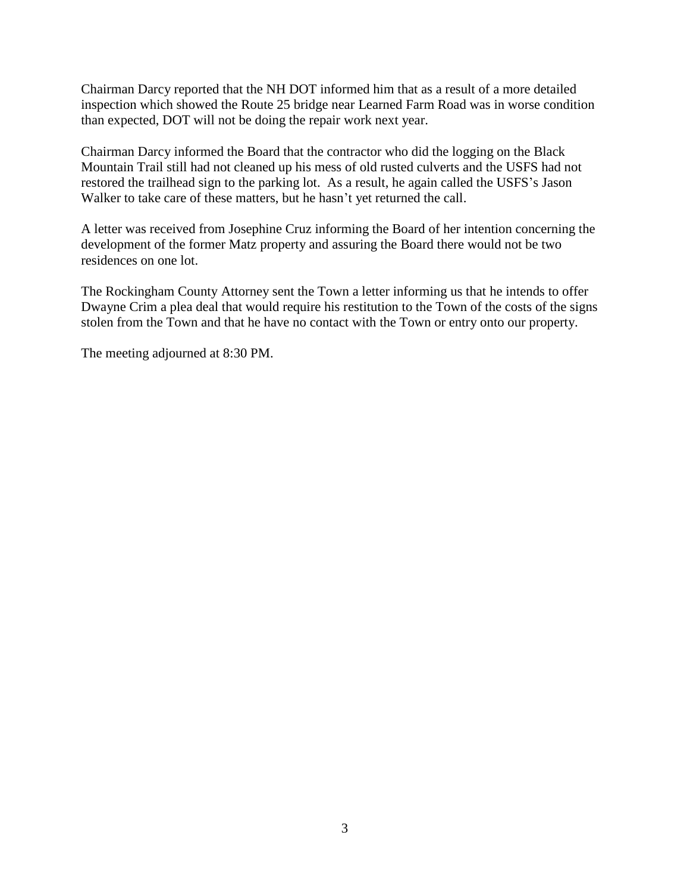Chairman Darcy reported that the NH DOT informed him that as a result of a more detailed inspection which showed the Route 25 bridge near Learned Farm Road was in worse condition than expected, DOT will not be doing the repair work next year.

Chairman Darcy informed the Board that the contractor who did the logging on the Black Mountain Trail still had not cleaned up his mess of old rusted culverts and the USFS had not restored the trailhead sign to the parking lot. As a result, he again called the USFS's Jason Walker to take care of these matters, but he hasn't yet returned the call.

A letter was received from Josephine Cruz informing the Board of her intention concerning the development of the former Matz property and assuring the Board there would not be two residences on one lot.

The Rockingham County Attorney sent the Town a letter informing us that he intends to offer Dwayne Crim a plea deal that would require his restitution to the Town of the costs of the signs stolen from the Town and that he have no contact with the Town or entry onto our property.

The meeting adjourned at 8:30 PM.